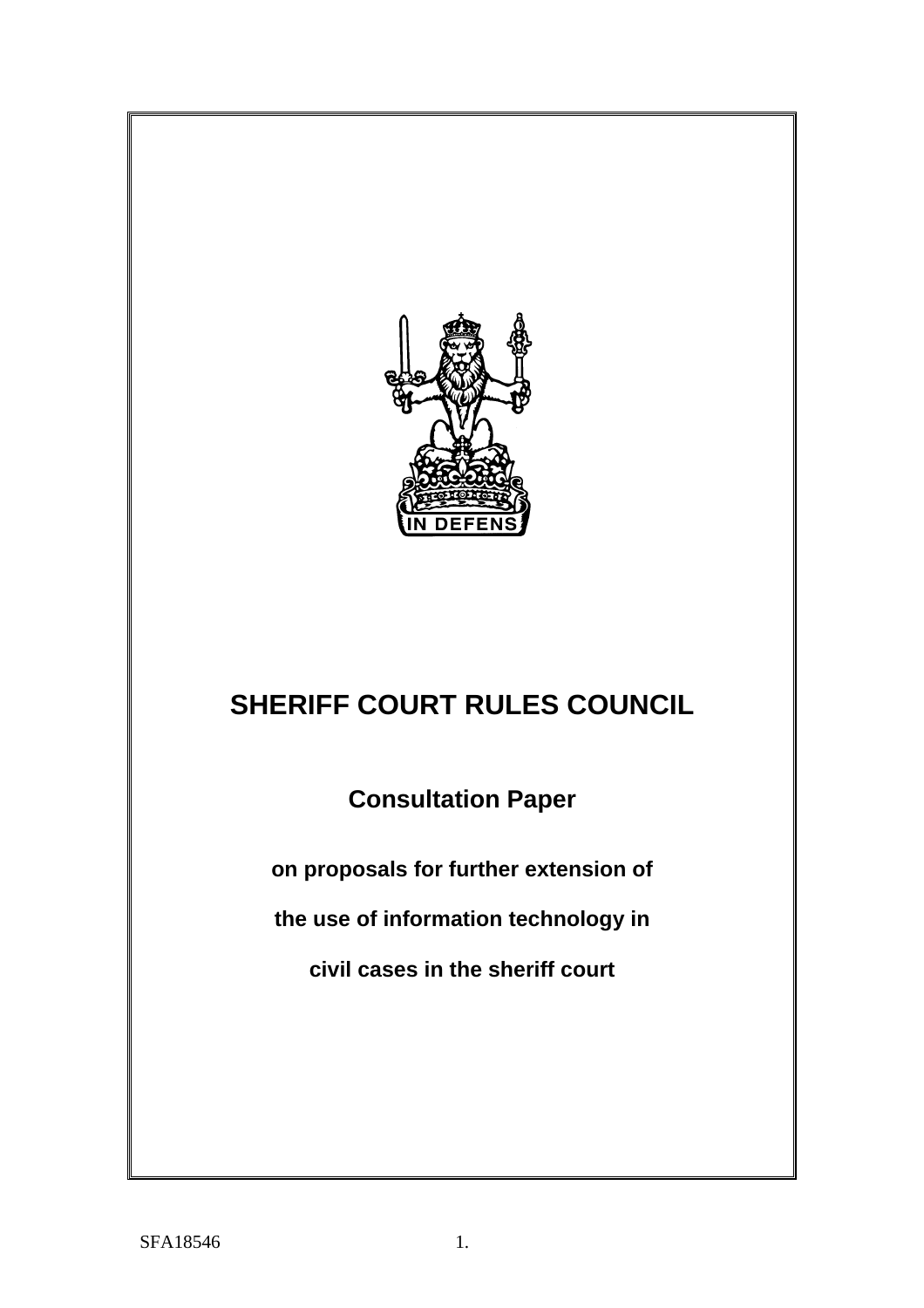# SHERIFF COURT RULES COUNCIL

## Consultation Paper

**on proposals for further extension of**

**the use of information technology in**

**civil cases in the sheriff court**

SFA18546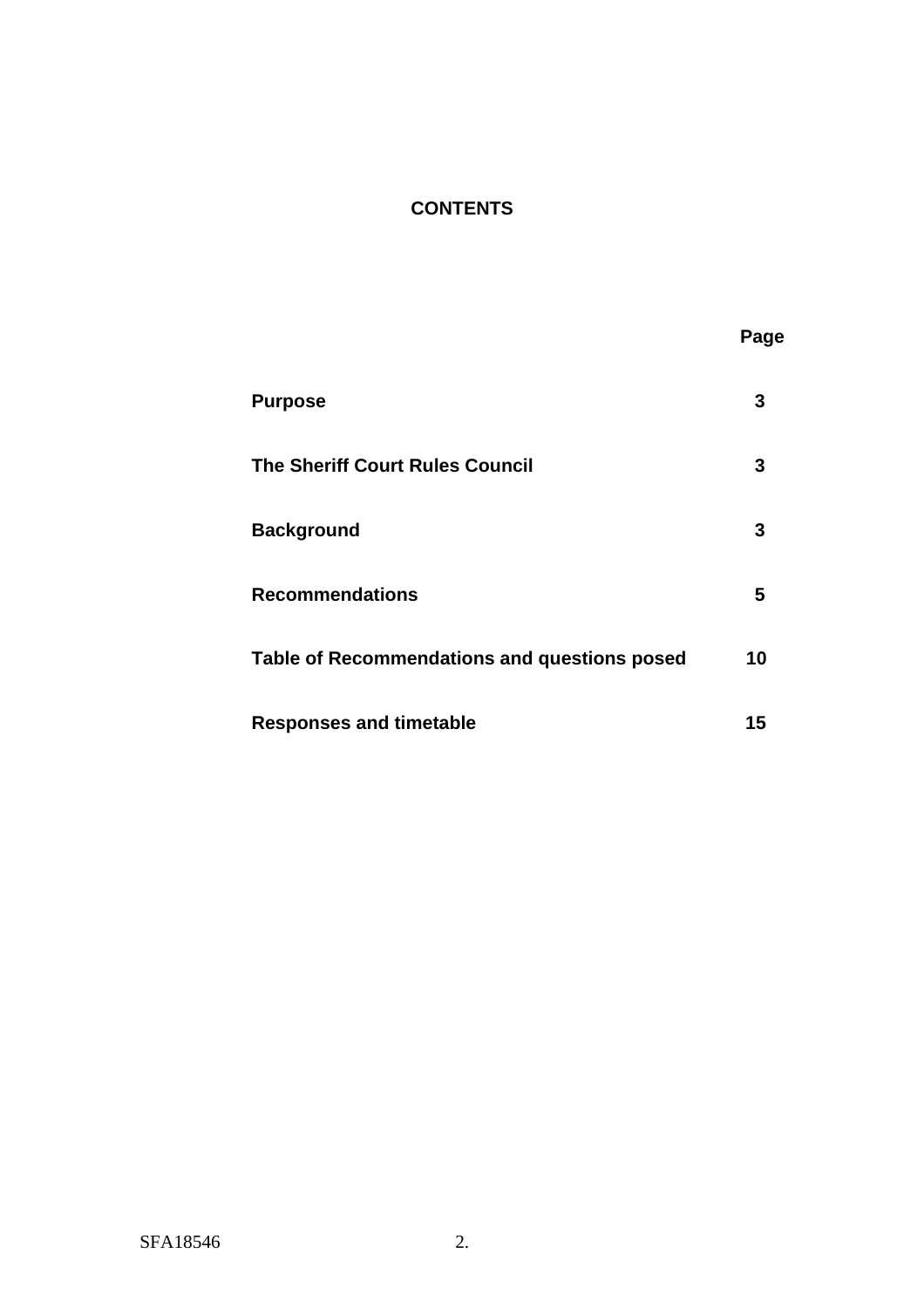# CONTENTS

| | Page |
|---|---|
| **Purpose** | **3** |
| **The Sheriff Court Rules Council** | **3** |
| **Background** | **3** |
| **Recommendations** | **5** |
| **Table of Recommendations and questions posed** | **10** |
| **Responses and timetable** | **15** |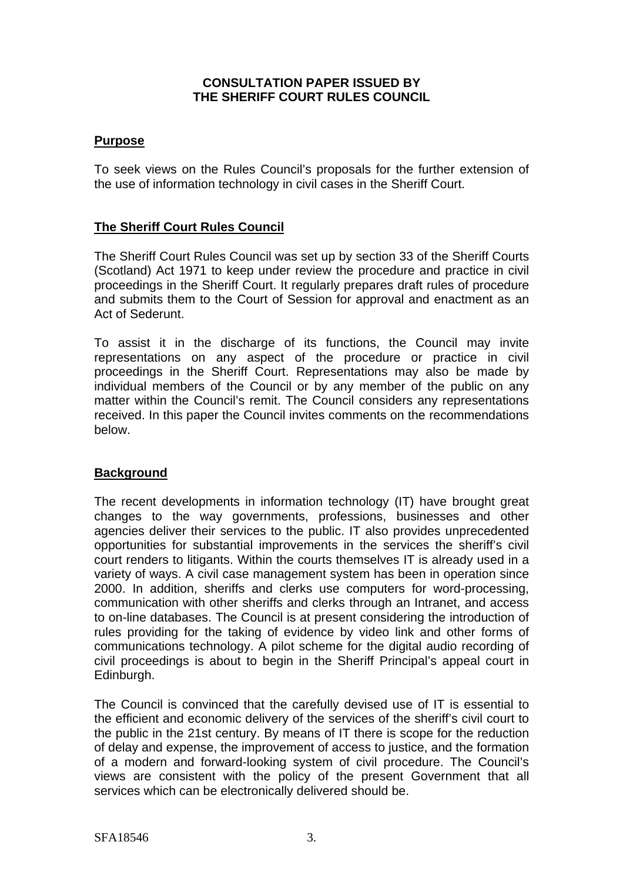**CONSULTATION PAPER ISSUED BY**
**THE SHERIFF COURT RULES COUNCIL**

## Purpose

To seek views on the Rules Council's proposals for the further extension of the use of information technology in civil cases in the Sheriff Court.

## The Sheriff Court Rules Council

The Sheriff Court Rules Council was set up by section 33 of the Sheriff Courts (Scotland) Act 1971 to keep under review the procedure and practice in civil proceedings in the Sheriff Court. It regularly prepares draft rules of procedure and submits them to the Court of Session for approval and enactment as an Act of Sederunt.

To assist it in the discharge of its functions, the Council may invite representations on any aspect of the procedure or practice in civil proceedings in the Sheriff Court. Representations may also be made by individual members of the Council or by any member of the public on any matter within the Council's remit. The Council considers any representations received. In this paper the Council invites comments on the recommendations below.

## Background

The recent developments in information technology (IT) have brought great changes to the way governments, professions, businesses and other agencies deliver their services to the public. IT also provides unprecedented opportunities for substantial improvements in the services the sheriff's civil court renders to litigants. Within the courts themselves IT is already used in a variety of ways. A civil case management system has been in operation since 2000. In addition, sheriffs and clerks use computers for word-processing, communication with other sheriffs and clerks through an Intranet, and access to on-line databases. The Council is at present considering the introduction of rules providing for the taking of evidence by video link and other forms of communications technology. A pilot scheme for the digital audio recording of civil proceedings is about to begin in the Sheriff Principal's appeal court in Edinburgh.

The Council is convinced that the carefully devised use of IT is essential to the efficient and economic delivery of the services of the sheriff's civil court to the public in the 21st century. By means of IT there is scope for the reduction of delay and expense, the improvement of access to justice, and the formation of a modern and forward-looking system of civil procedure. The Council's views are consistent with the policy of the present Government that all services which can be electronically delivered should be.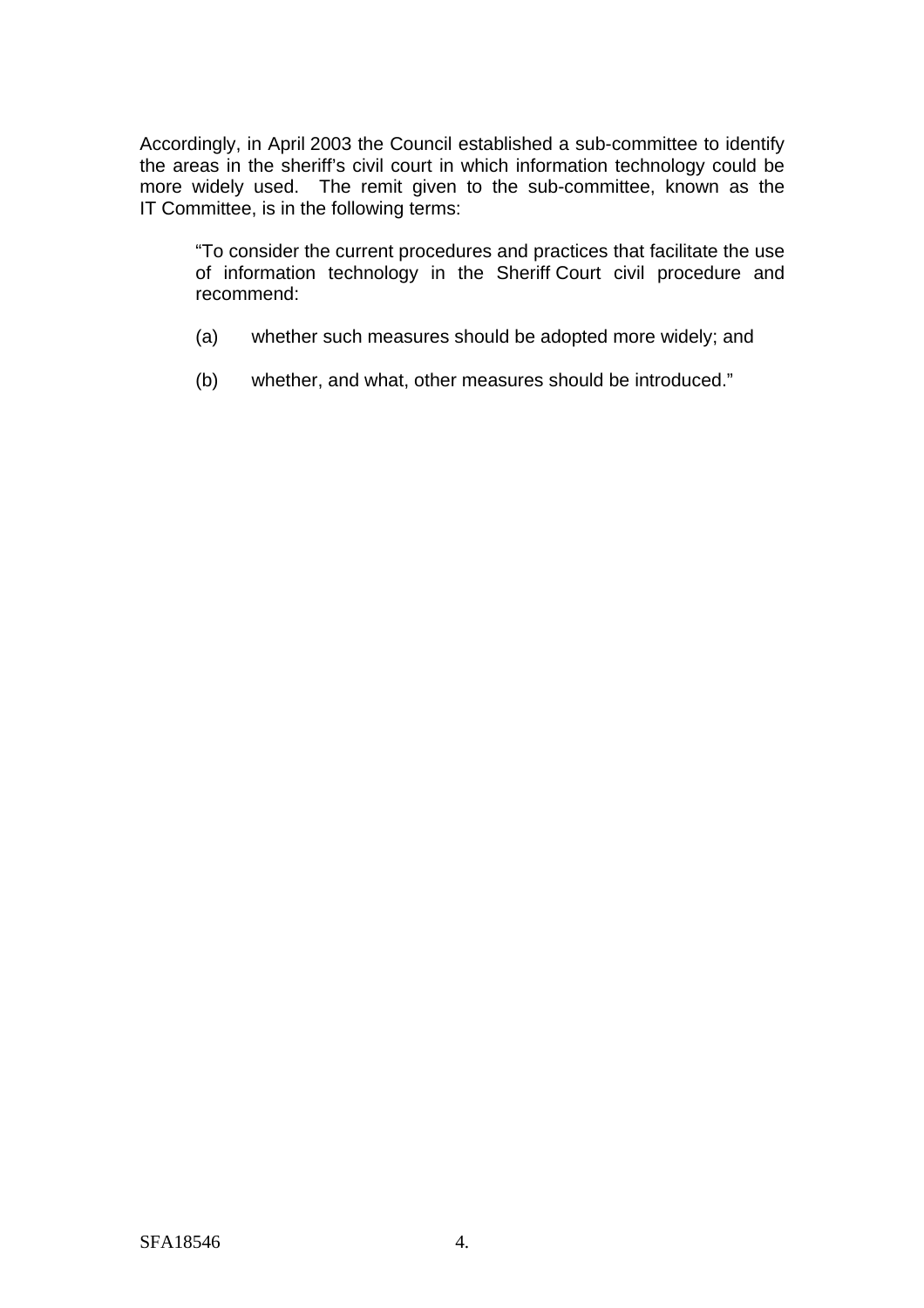Accordingly, in April 2003 the Council established a sub-committee to identify the areas in the sheriff's civil court in which information technology could be more widely used. The remit given to the sub-committee, known as the IT Committee, is in the following terms:

> "To consider the current procedures and practices that facilitate the use of information technology in the Sheriff Court civil procedure and recommend:
>
> (a) whether such measures should be adopted more widely; and
>
> (b) whether, and what, other measures should be introduced."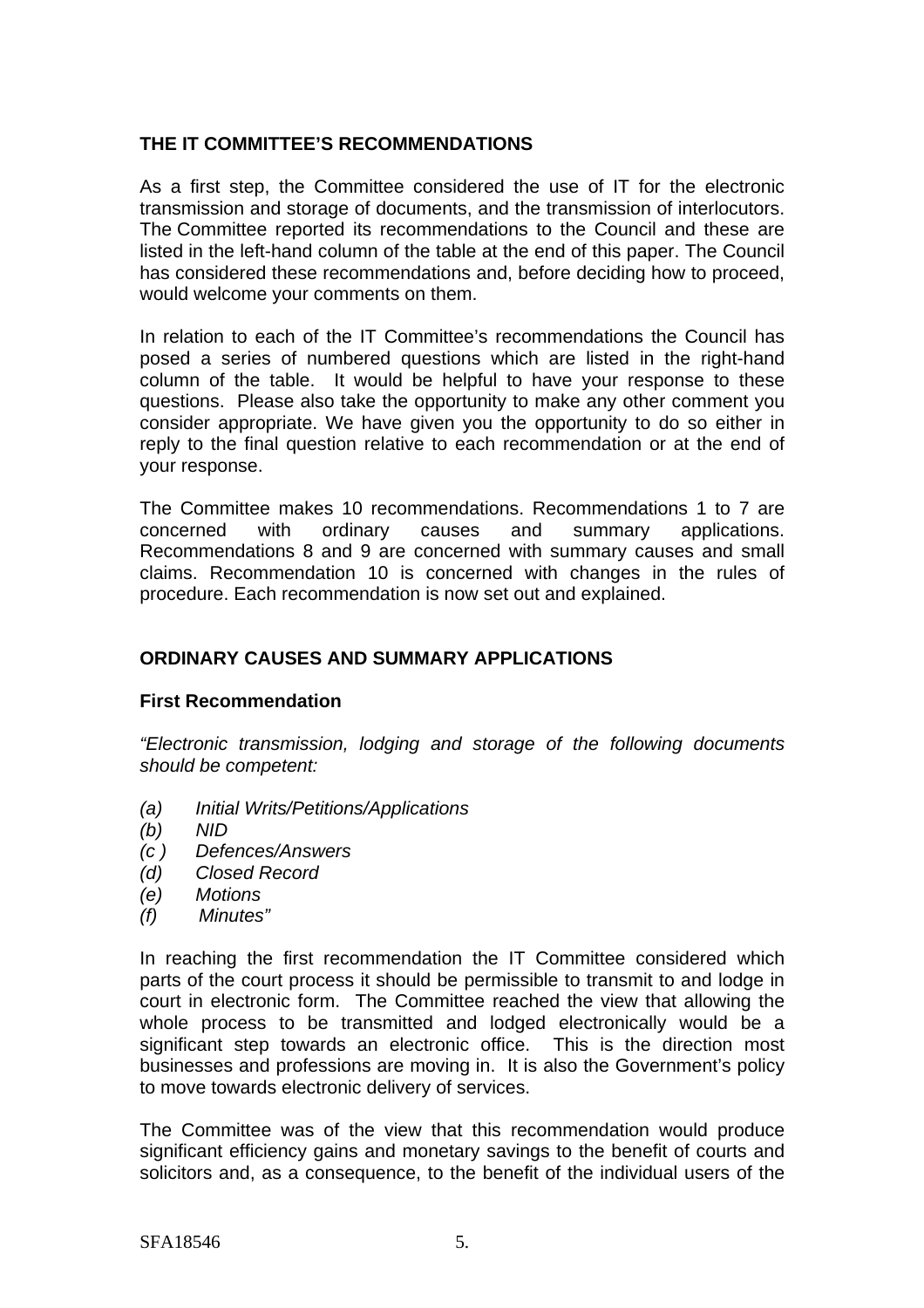## THE IT COMMITTEE'S RECOMMENDATIONS

As a first step, the Committee considered the use of IT for the electronic transmission and storage of documents, and the transmission of interlocutors. The Committee reported its recommendations to the Council and these are listed in the left-hand column of the table at the end of this paper. The Council has considered these recommendations and, before deciding how to proceed, would welcome your comments on them.

In relation to each of the IT Committee's recommendations the Council has posed a series of numbered questions which are listed in the right-hand column of the table. It would be helpful to have your response to these questions. Please also take the opportunity to make any other comment you consider appropriate. We have given you the opportunity to do so either in reply to the final question relative to each recommendation or at the end of your response.

The Committee makes 10 recommendations. Recommendations 1 to 7 are concerned with ordinary causes and summary applications. Recommendations 8 and 9 are concerned with summary causes and small claims. Recommendation 10 is concerned with changes in the rules of procedure. Each recommendation is now set out and explained.

## ORDINARY CAUSES AND SUMMARY APPLICATIONS

### First Recommendation

*"Electronic transmission, lodging and storage of the following documents should be competent:*

- *(a) Initial Writs/Petitions/Applications*
- *(b) NID*
- *(c ) Defences/Answers*
- *(d) Closed Record*
- *(e) Motions*
- *(f) Minutes"*

In reaching the first recommendation the IT Committee considered which parts of the court process it should be permissible to transmit to and lodge in court in electronic form. The Committee reached the view that allowing the whole process to be transmitted and lodged electronically would be a significant step towards an electronic office. This is the direction most businesses and professions are moving in. It is also the Government's policy to move towards electronic delivery of services.

The Committee was of the view that this recommendation would produce significant efficiency gains and monetary savings to the benefit of courts and solicitors and, as a consequence, to the benefit of the individual users of the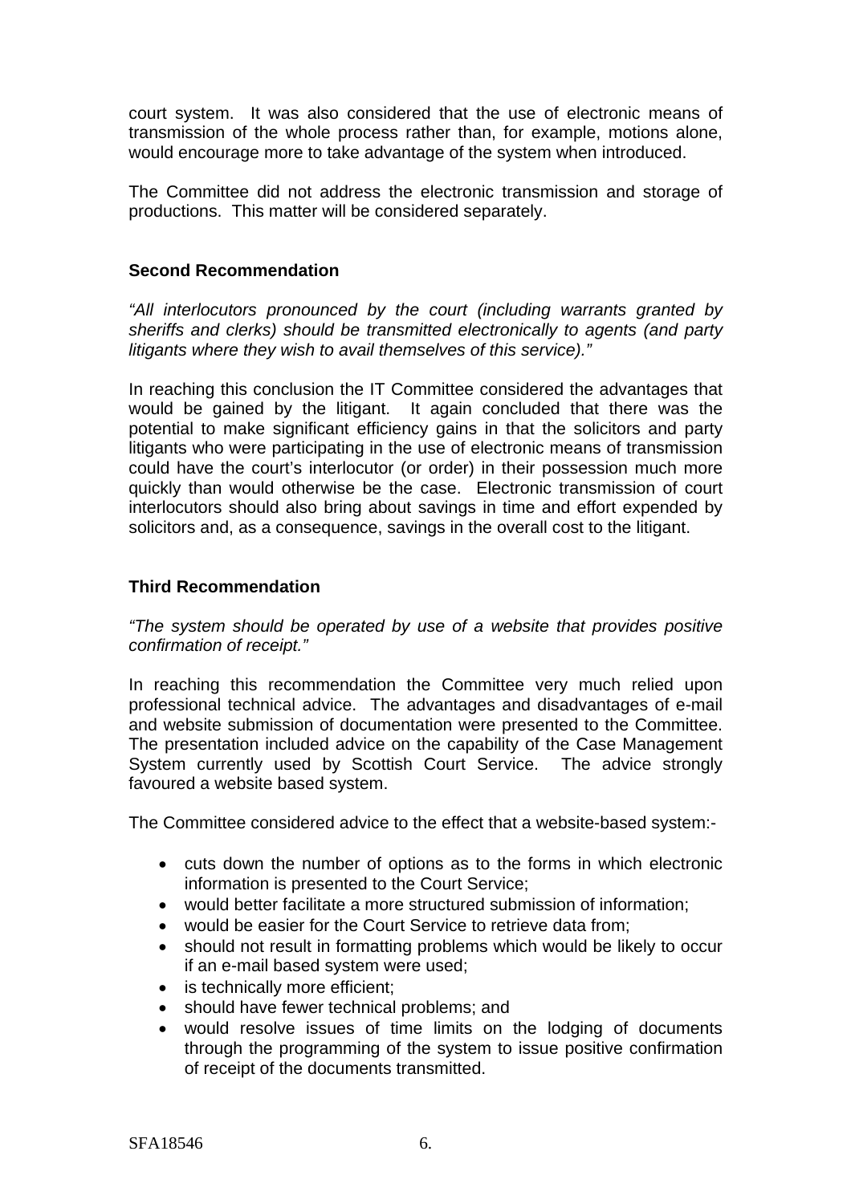court system. It was also considered that the use of electronic means of transmission of the whole process rather than, for example, motions alone, would encourage more to take advantage of the system when introduced.

The Committee did not address the electronic transmission and storage of productions. This matter will be considered separately.

**Second Recommendation**

*"All interlocutors pronounced by the court (including warrants granted by sheriffs and clerks) should be transmitted electronically to agents (and party litigants where they wish to avail themselves of this service)."*

In reaching this conclusion the IT Committee considered the advantages that would be gained by the litigant. It again concluded that there was the potential to make significant efficiency gains in that the solicitors and party litigants who were participating in the use of electronic means of transmission could have the court's interlocutor (or order) in their possession much more quickly than would otherwise be the case. Electronic transmission of court interlocutors should also bring about savings in time and effort expended by solicitors and, as a consequence, savings in the overall cost to the litigant.

**Third Recommendation**

*"The system should be operated by use of a website that provides positive confirmation of receipt."*

In reaching this recommendation the Committee very much relied upon professional technical advice. The advantages and disadvantages of e-mail and website submission of documentation were presented to the Committee. The presentation included advice on the capability of the Case Management System currently used by Scottish Court Service. The advice strongly favoured a website based system.

The Committee considered advice to the effect that a website-based system:-

- cuts down the number of options as to the forms in which electronic information is presented to the Court Service;
- would better facilitate a more structured submission of information;
- would be easier for the Court Service to retrieve data from;
- should not result in formatting problems which would be likely to occur if an e-mail based system were used;
- is technically more efficient;
- should have fewer technical problems; and
- would resolve issues of time limits on the lodging of documents through the programming of the system to issue positive confirmation of receipt of the documents transmitted.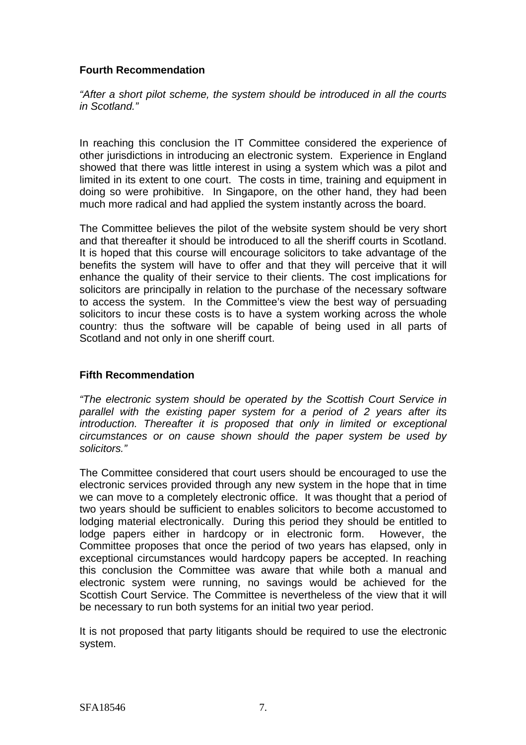**Fourth Recommendation**

*"After a short pilot scheme, the system should be introduced in all the courts in Scotland."*

In reaching this conclusion the IT Committee considered the experience of other jurisdictions in introducing an electronic system. Experience in England showed that there was little interest in using a system which was a pilot and limited in its extent to one court. The costs in time, training and equipment in doing so were prohibitive. In Singapore, on the other hand, they had been much more radical and had applied the system instantly across the board.

The Committee believes the pilot of the website system should be very short and that thereafter it should be introduced to all the sheriff courts in Scotland. It is hoped that this course will encourage solicitors to take advantage of the benefits the system will have to offer and that they will perceive that it will enhance the quality of their service to their clients. The cost implications for solicitors are principally in relation to the purchase of the necessary software to access the system. In the Committee's view the best way of persuading solicitors to incur these costs is to have a system working across the whole country: thus the software will be capable of being used in all parts of Scotland and not only in one sheriff court.

**Fifth Recommendation**

*"The electronic system should be operated by the Scottish Court Service in parallel with the existing paper system for a period of 2 years after its introduction. Thereafter it is proposed that only in limited or exceptional circumstances or on cause shown should the paper system be used by solicitors."*

The Committee considered that court users should be encouraged to use the electronic services provided through any new system in the hope that in time we can move to a completely electronic office. It was thought that a period of two years should be sufficient to enables solicitors to become accustomed to lodging material electronically. During this period they should be entitled to lodge papers either in hardcopy or in electronic form. However, the Committee proposes that once the period of two years has elapsed, only in exceptional circumstances would hardcopy papers be accepted. In reaching this conclusion the Committee was aware that while both a manual and electronic system were running, no savings would be achieved for the Scottish Court Service. The Committee is nevertheless of the view that it will be necessary to run both systems for an initial two year period.

It is not proposed that party litigants should be required to use the electronic system.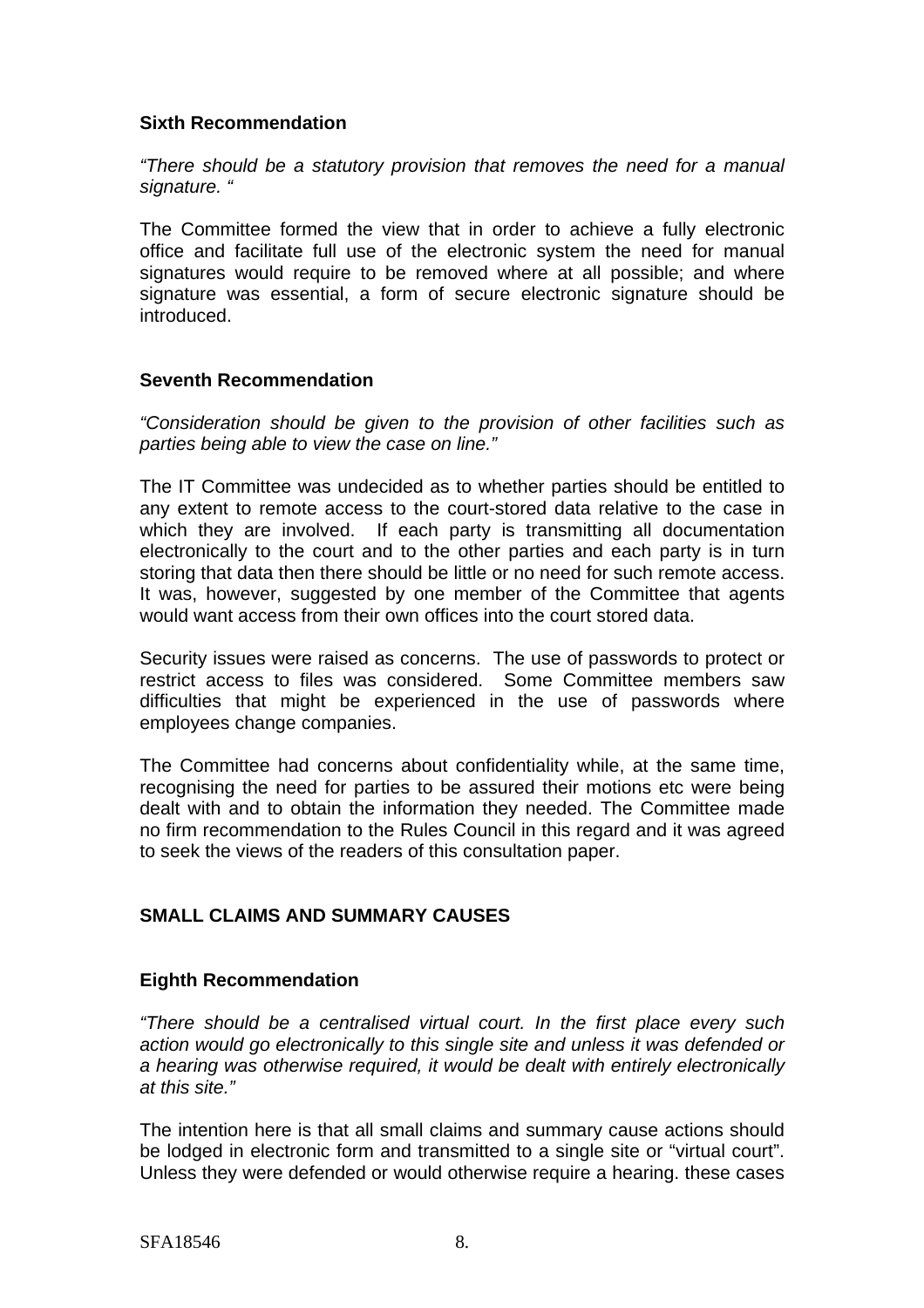### Sixth Recommendation

*"There should be a statutory provision that removes the need for a manual signature. "*

The Committee formed the view that in order to achieve a fully electronic office and facilitate full use of the electronic system the need for manual signatures would require to be removed where at all possible; and where signature was essential, a form of secure electronic signature should be introduced.

### Seventh Recommendation

*"Consideration should be given to the provision of other facilities such as parties being able to view the case on line."*

The IT Committee was undecided as to whether parties should be entitled to any extent to remote access to the court-stored data relative to the case in which they are involved. If each party is transmitting all documentation electronically to the court and to the other parties and each party is in turn storing that data then there should be little or no need for such remote access. It was, however, suggested by one member of the Committee that agents would want access from their own offices into the court stored data.

Security issues were raised as concerns. The use of passwords to protect or restrict access to files was considered. Some Committee members saw difficulties that might be experienced in the use of passwords where employees change companies.

The Committee had concerns about confidentiality while, at the same time, recognising the need for parties to be assured their motions etc were being dealt with and to obtain the information they needed. The Committee made no firm recommendation to the Rules Council in this regard and it was agreed to seek the views of the readers of this consultation paper.

## SMALL CLAIMS AND SUMMARY CAUSES

### Eighth Recommendation

*"There should be a centralised virtual court. In the first place every such action would go electronically to this single site and unless it was defended or a hearing was otherwise required, it would be dealt with entirely electronically at this site."*

The intention here is that all small claims and summary cause actions should be lodged in electronic form and transmitted to a single site or "virtual court". Unless they were defended or would otherwise require a hearing. these cases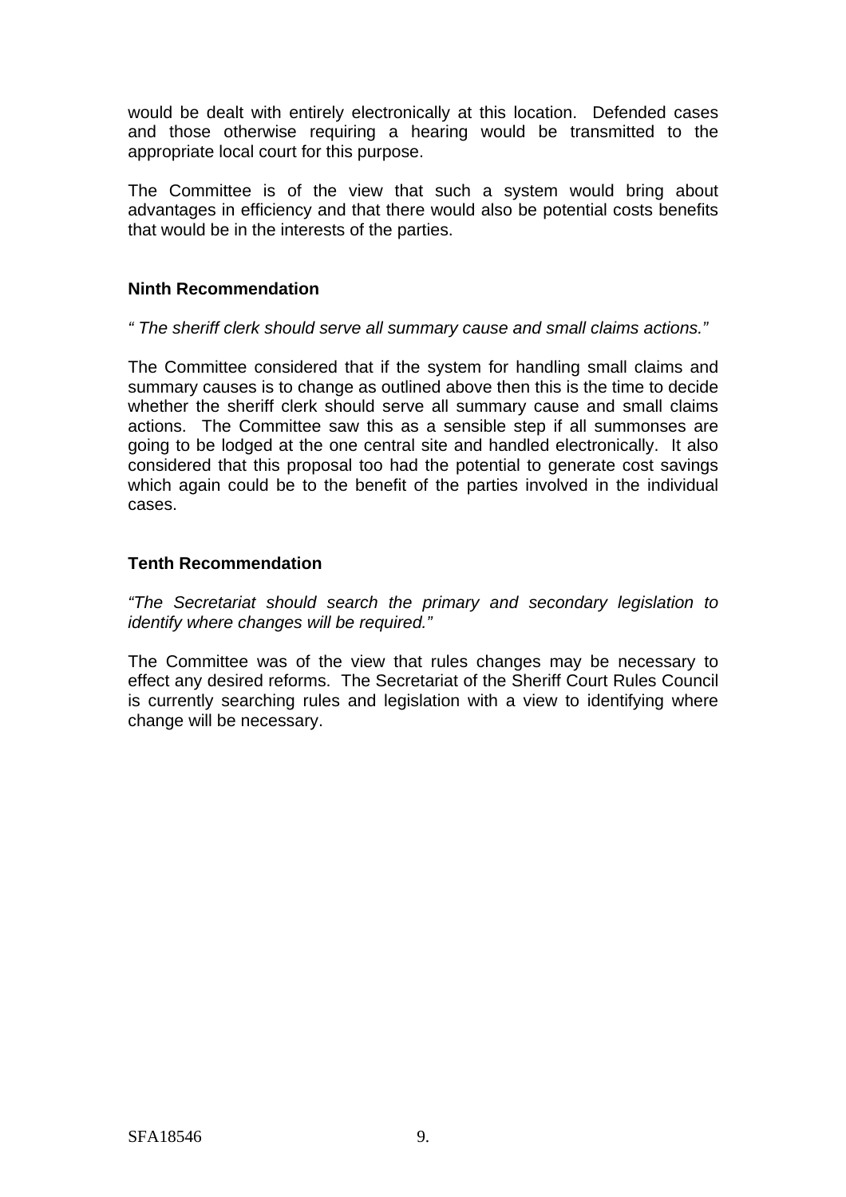would be dealt with entirely electronically at this location. Defended cases and those otherwise requiring a hearing would be transmitted to the appropriate local court for this purpose.

The Committee is of the view that such a system would bring about advantages in efficiency and that there would also be potential costs benefits that would be in the interests of the parties.

### Ninth Recommendation

*" The sheriff clerk should serve all summary cause and small claims actions."*

The Committee considered that if the system for handling small claims and summary causes is to change as outlined above then this is the time to decide whether the sheriff clerk should serve all summary cause and small claims actions. The Committee saw this as a sensible step if all summonses are going to be lodged at the one central site and handled electronically. It also considered that this proposal too had the potential to generate cost savings which again could be to the benefit of the parties involved in the individual cases.

### Tenth Recommendation

*"The Secretariat should search the primary and secondary legislation to identify where changes will be required."*

The Committee was of the view that rules changes may be necessary to effect any desired reforms. The Secretariat of the Sheriff Court Rules Council is currently searching rules and legislation with a view to identifying where change will be necessary.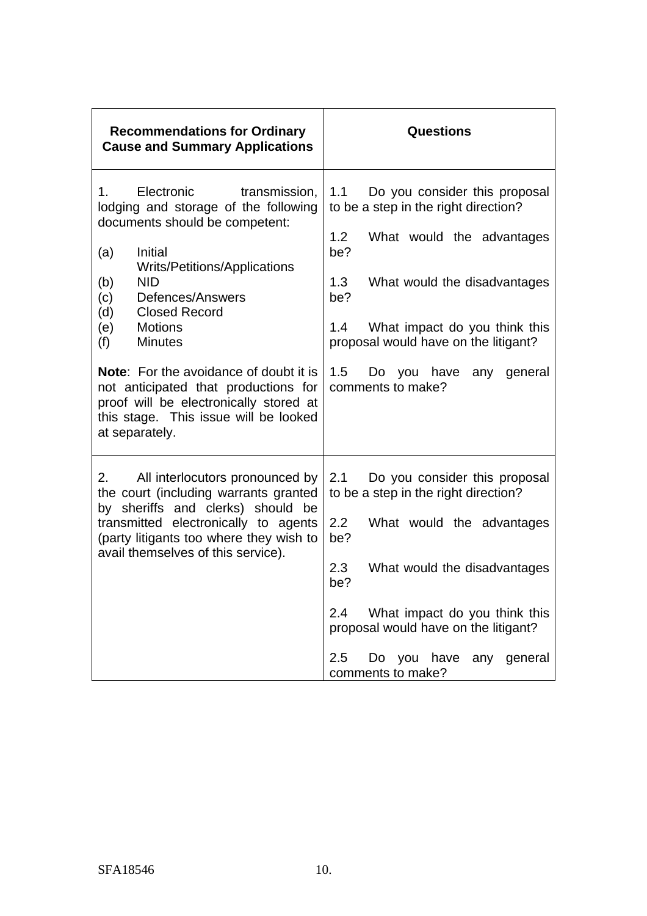| Recommendations for Ordinary Cause and Summary Applications | Questions |
|---|---|
| 1. Electronic transmission, lodging and storage of the following documents should be competent:<br><br>(a) Initial Writs/Petitions/Applications<br>(b) NID<br>(c) Defences/Answers<br>(d) Closed Record<br>(e) Motions<br>(f) Minutes<br><br>**Note**: For the avoidance of doubt it is not anticipated that productions for proof will be electronically stored at this stage. This issue will be looked at separately. | 1.1 Do you consider this proposal to be a step in the right direction?<br><br>1.2 What would the advantages be?<br><br>1.3 What would the disadvantages be?<br><br>1.4 What impact do you think this proposal would have on the litigant?<br><br>1.5 Do you have any general comments to make? |
| 2. All interlocutors pronounced by the court (including warrants granted by sheriffs and clerks) should be transmitted electronically to agents (party litigants too where they wish to avail themselves of this service). | 2.1 Do you consider this proposal to be a step in the right direction?<br><br>2.2 What would the advantages be?<br><br>2.3 What would the disadvantages be?<br><br>2.4 What impact do you think this proposal would have on the litigant?<br><br>2.5 Do you have any general comments to make? |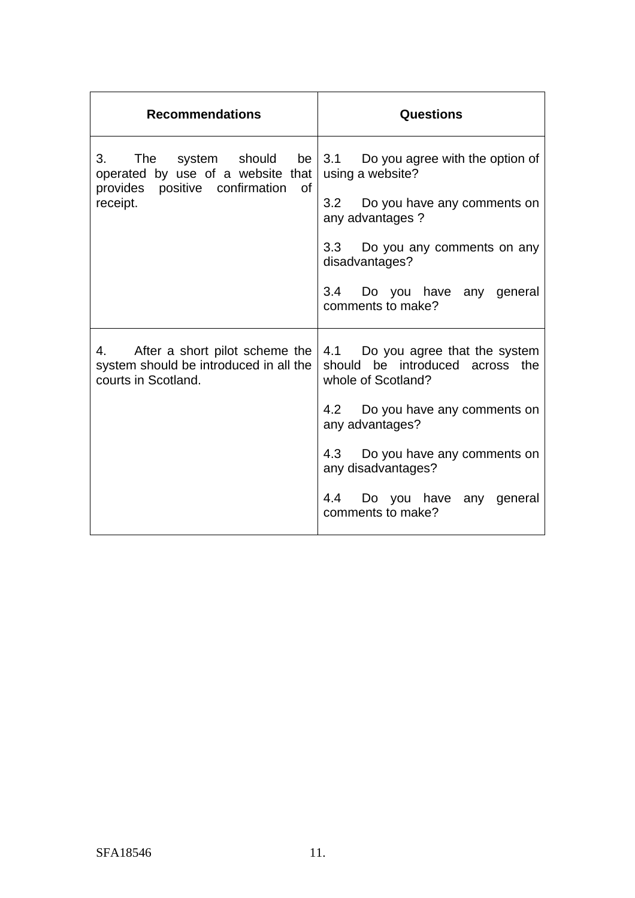| Recommendations | Questions |
|---|---|
| 3. The system should be operated by use of a website that provides positive confirmation of receipt. | 3.1 Do you agree with the option of using a website?<br><br>3.2 Do you have any comments on any advantages ?<br><br>3.3 Do you any comments on any disadvantages?<br><br>3.4 Do you have any general comments to make? |
| 4. After a short pilot scheme the system should be introduced in all the courts in Scotland. | 4.1 Do you agree that the system should be introduced across the whole of Scotland?<br><br>4.2 Do you have any comments on any advantages?<br><br>4.3 Do you have any comments on any disadvantages?<br><br>4.4 Do you have any general comments to make? |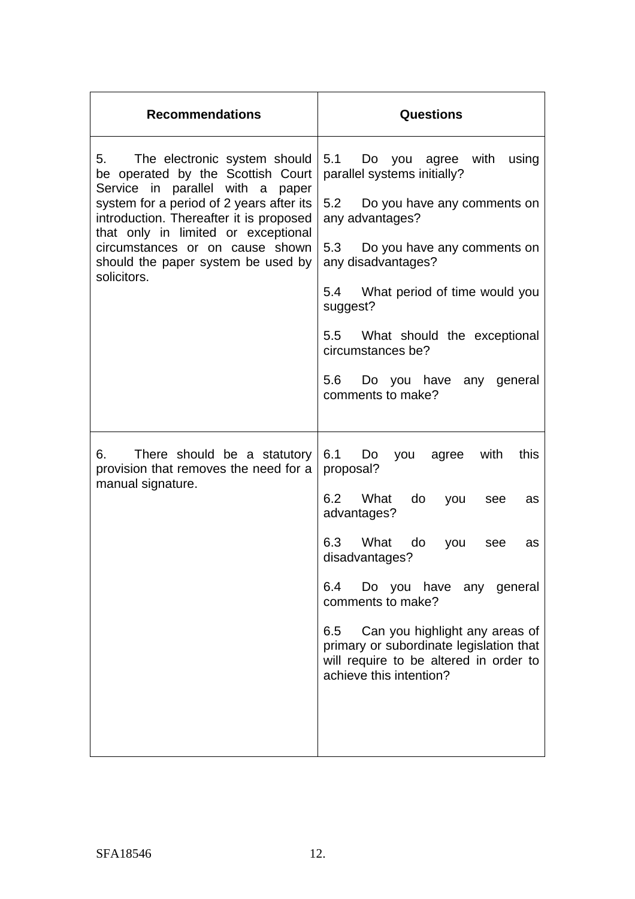| Recommendations | Questions |
|---|---|
| 5. The electronic system should be operated by the Scottish Court Service in parallel with a paper system for a period of 2 years after its introduction. Thereafter it is proposed that only in limited or exceptional circumstances or on cause shown should the paper system be used by solicitors. | 5.1 Do you agree with using parallel systems initially?<br><br>5.2 Do you have any comments on any advantages?<br><br>5.3 Do you have any comments on any disadvantages?<br><br>5.4 What period of time would you suggest?<br><br>5.5 What should the exceptional circumstances be?<br><br>5.6 Do you have any general comments to make? |
| 6. There should be a statutory provision that removes the need for a manual signature. | 6.1 Do you agree with this proposal?<br><br>6.2 What do you see as advantages?<br><br>6.3 What do you see as disadvantages?<br><br>6.4 Do you have any general comments to make?<br><br>6.5 Can you highlight any areas of primary or subordinate legislation that will require to be altered in order to achieve this intention? |

SFA18546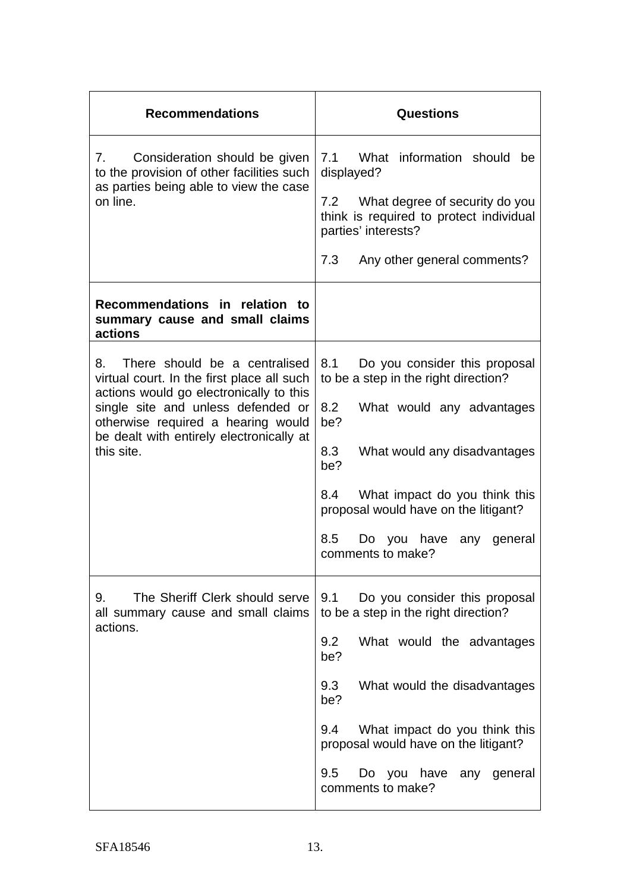| Recommendations | Questions |
|---|---|
| 7. Consideration should be given to the provision of other facilities such as parties being able to view the case on line. | 7.1 What information should be displayed?<br><br>7.2 What degree of security do you think is required to protect individual parties' interests?<br><br>7.3 Any other general comments? |
| **Recommendations in relation to summary cause and small claims actions** | |
| 8. There should be a centralised virtual court. In the first place all such actions would go electronically to this single site and unless defended or otherwise required a hearing would be dealt with entirely electronically at this site. | 8.1 Do you consider this proposal to be a step in the right direction?<br><br>8.2 What would any advantages be?<br><br>8.3 What would any disadvantages be?<br><br>8.4 What impact do you think this proposal would have on the litigant?<br><br>8.5 Do you have any general comments to make? |
| 9. The Sheriff Clerk should serve all summary cause and small claims actions. | 9.1 Do you consider this proposal to be a step in the right direction?<br><br>9.2 What would the advantages be?<br><br>9.3 What would the disadvantages be?<br><br>9.4 What impact do you think this proposal would have on the litigant?<br><br>9.5 Do you have any general comments to make? |

SFA18546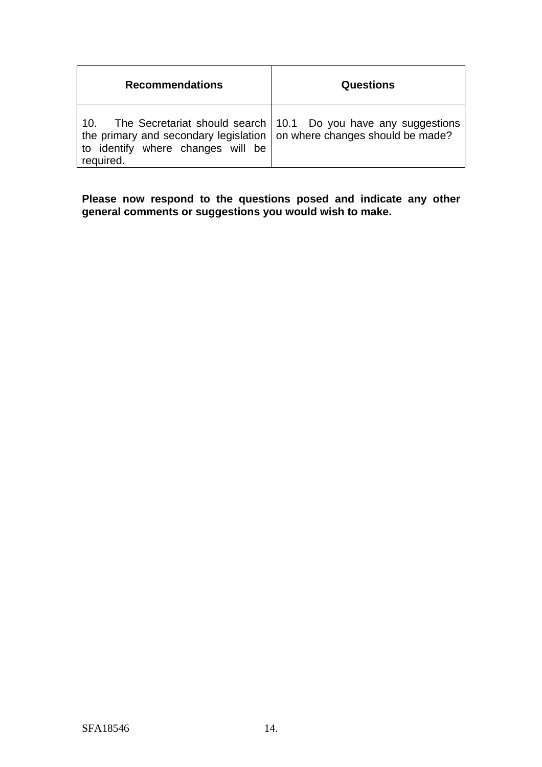| Recommendations | Questions |
| --- | --- |
| 10. The Secretariat should search the primary and secondary legislation to identify where changes will be required. | 10.1 Do you have any suggestions on where changes should be made? |

**Please now respond to the questions posed and indicate any other general comments or suggestions you would wish to make.**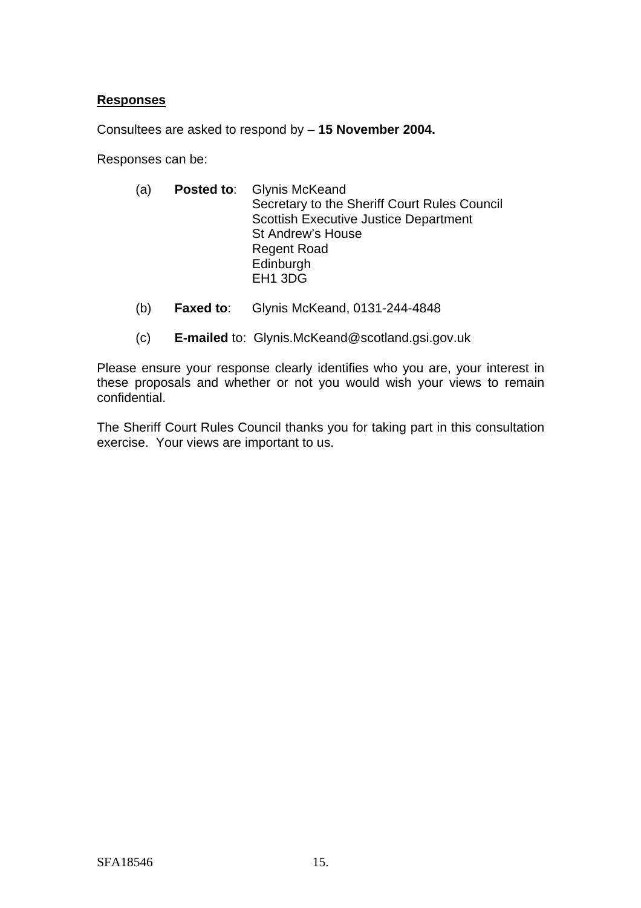**Responses**

Consultees are asked to respond by – **15 November 2004.**

Responses can be:

(a) **Posted to**: Glynis McKeand
Secretary to the Sheriff Court Rules Council
Scottish Executive Justice Department
St Andrew's House
Regent Road
Edinburgh
EH1 3DG

(b) **Faxed to**: Glynis McKeand, 0131-244-4848

(c) **E-mailed** to: Glynis.McKeand@scotland.gsi.gov.uk

Please ensure your response clearly identifies who you are, your interest in these proposals and whether or not you would wish your views to remain confidential.

The Sheriff Court Rules Council thanks you for taking part in this consultation exercise. Your views are important to us.

SFA18546